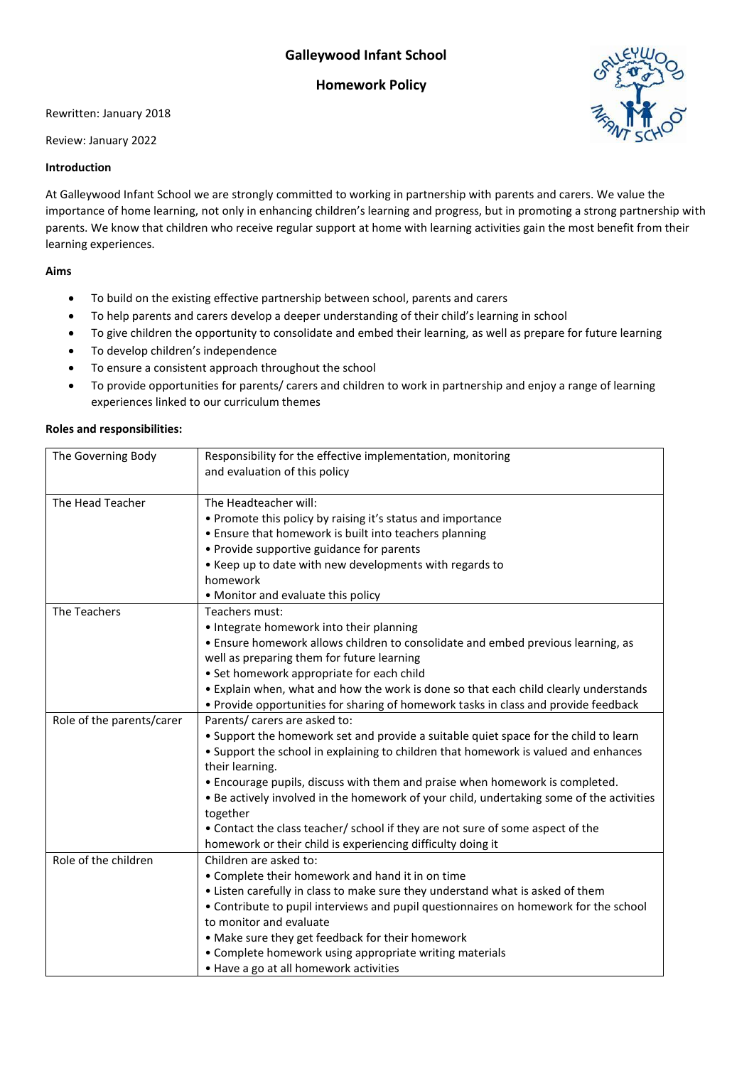# Galleywood Infant School

## Homework Policy

Rewritten: January 2018

Review: January 2022

**Introduction**

At Galleywood Infant School we are strongly committed to working in partnership with parents and carers. We value the importance of home learning, not only in enhancing children's learning and progress, but in promoting a strong partnership with parents. We know that children who receive regular support at home with learning activities gain the most benefit from their learning experiences.

**Aims**

- To build on the existing effective partnership between school, parents and carers
- To help parents and carers develop a deeper understanding of their child's learning in school
- To give children the opportunity to consolidate and embed their learning, as well as prepare for future learning
- To develop children's independence
- To ensure a consistent approach throughout the school
- To provide opportunities for parents/ carers and children to work in partnership and enjoy a range of learning experiences linked to our curriculum themes

**Roles and responsibilities:**

| | |
|---|---|
| The Governing Body | Responsibility for the effective implementation, monitoring and evaluation of this policy |
| The Head Teacher | The Headteacher will:<br>• Promote this policy by raising it's status and importance<br>• Ensure that homework is built into teachers planning<br>• Provide supportive guidance for parents<br>• Keep up to date with new developments with regards to homework<br>• Monitor and evaluate this policy |
| The Teachers | Teachers must:<br>• Integrate homework into their planning<br>• Ensure homework allows children to consolidate and embed previous learning, as well as preparing them for future learning<br>• Set homework appropriate for each child<br>• Explain when, what and how the work is done so that each child clearly understands<br>• Provide opportunities for sharing of homework tasks in class and provide feedback |
| Role of the parents/carer | Parents/ carers are asked to:<br>• Support the homework set and provide a suitable quiet space for the child to learn<br>• Support the school in explaining to children that homework is valued and enhances their learning.<br>• Encourage pupils, discuss with them and praise when homework is completed.<br>• Be actively involved in the homework of your child, undertaking some of the activities together<br>• Contact the class teacher/ school if they are not sure of some aspect of the homework or their child is experiencing difficulty doing it |
| Role of the children | Children are asked to:<br>• Complete their homework and hand it in on time<br>• Listen carefully in class to make sure they understand what is asked of them<br>• Contribute to pupil interviews and pupil questionnaires on homework for the school to monitor and evaluate<br>• Make sure they get feedback for their homework<br>• Complete homework using appropriate writing materials<br>• Have a go at all homework activities |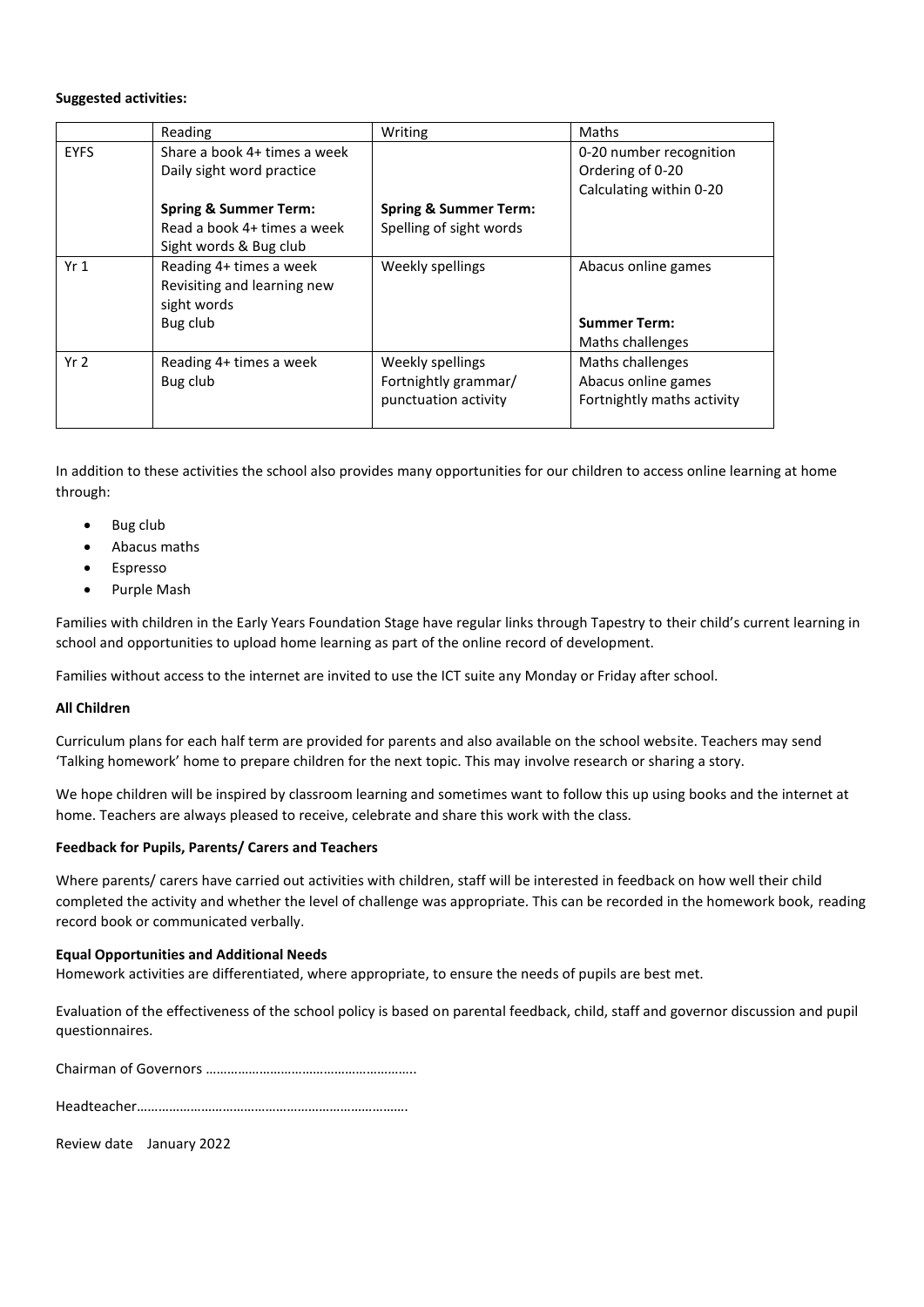**Suggested activities:**

| | Reading | Writing | Maths |
|---|---|---|---|
| EYFS | Share a book 4+ times a week<br>Daily sight word practice<br><br>**Spring & Summer Term:**<br>Read a book 4+ times a week<br>Sight words & Bug club | <br><br><br><br>**Spring & Summer Term:**<br>Spelling of sight words | 0-20 number recognition<br>Ordering of 0-20<br>Calculating within 0-20 |
| Yr 1 | Reading 4+ times a week<br>Revisiting and learning new sight words<br>Bug club | Weekly spellings | Abacus online games<br><br><br>**Summer Term:**<br>Maths challenges |
| Yr 2 | Reading 4+ times a week<br>Bug club | Weekly spellings<br>Fortnightly grammar/ punctuation activity | Maths challenges<br>Abacus online games<br>Fortnightly maths activity |

In addition to these activities the school also provides many opportunities for our children to access online learning at home through:

- Bug club
- Abacus maths
- Espresso
- Purple Mash

Families with children in the Early Years Foundation Stage have regular links through Tapestry to their child's current learning in school and opportunities to upload home learning as part of the online record of development.

Families without access to the internet are invited to use the ICT suite any Monday or Friday after school.

**All Children**

Curriculum plans for each half term are provided for parents and also available on the school website. Teachers may send 'Talking homework' home to prepare children for the next topic. This may involve research or sharing a story.

We hope children will be inspired by classroom learning and sometimes want to follow this up using books and the internet at home. Teachers are always pleased to receive, celebrate and share this work with the class.

**Feedback for Pupils, Parents/ Carers and Teachers**

Where parents/ carers have carried out activities with children, staff will be interested in feedback on how well their child completed the activity and whether the level of challenge was appropriate. This can be recorded in the homework book, reading record book or communicated verbally.

**Equal Opportunities and Additional Needs**

Homework activities are differentiated, where appropriate, to ensure the needs of pupils are best met.

Evaluation of the effectiveness of the school policy is based on parental feedback, child, staff and governor discussion and pupil questionnaires.

Chairman of Governors …………………………………………………..

Headteacher………………………………………………………………….

Review date January 2022